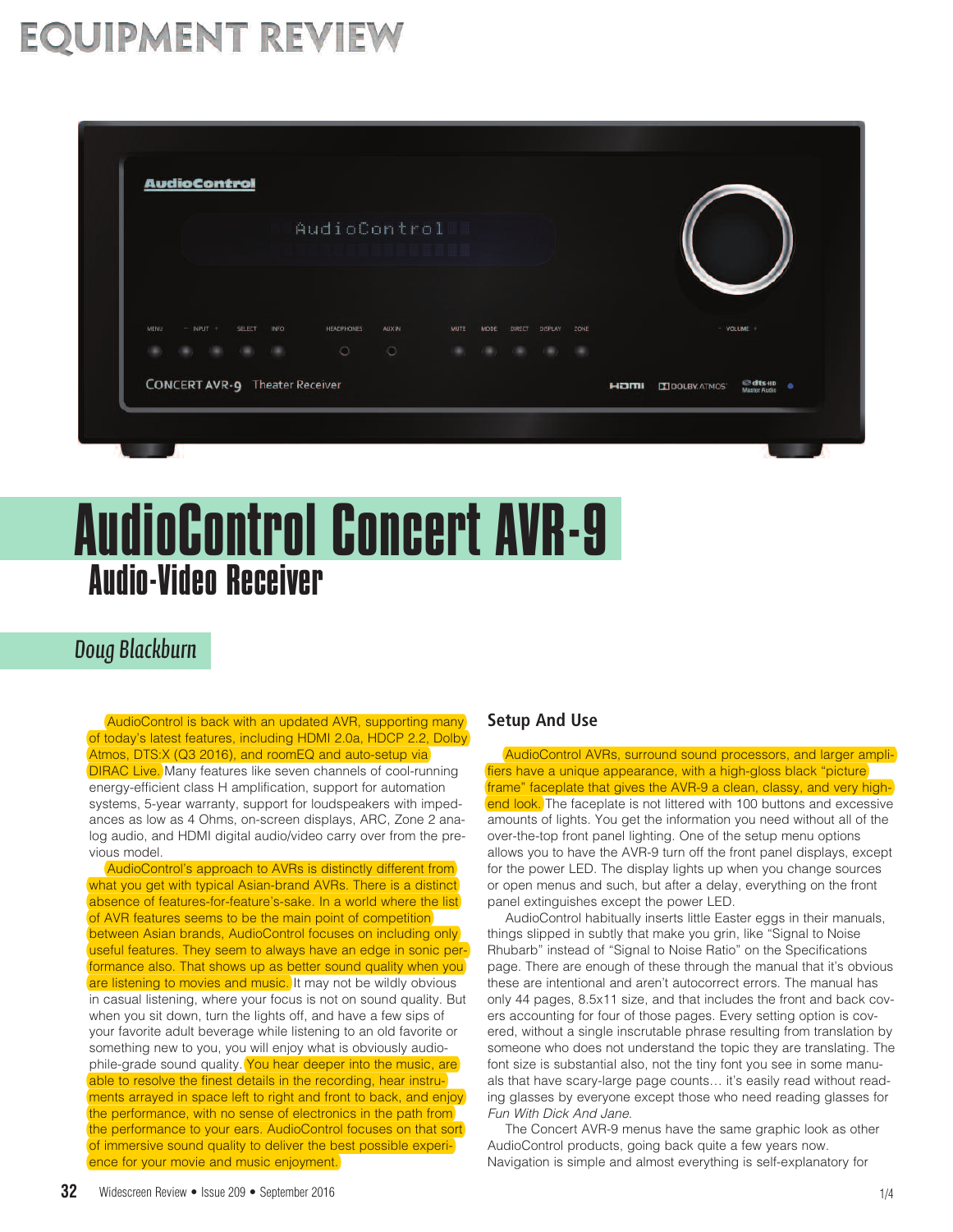# EQUIPMENT REVIEW

# AudioControl Concert AVR-9

## Audio-Video Receiver

*Doug Blackburn*

AudioControl is back with an updated AVR, supporting many of today's latest features, including HDMI 2.0a, HDCP 2.2, Dolby Atmos, DTS:X (Q3 2016), and roomEQ and auto-setup via DIRAC Live. Many features like seven channels of cool-running energy-efficient class H amplification, support for automation systems, 5-year warranty, support for loudspeakers with impedances as low as 4 Ohms, on-screen displays, ARC, Zone 2 analog audio, and HDMI digital audio/video carry over from the previous model.

AudioControl's approach to AVRs is distinctly different from what you get with typical Asian-brand AVRs. There is a distinct absence of features-for-feature's-sake. In a world where the list of AVR features seems to be the main point of competition between Asian brands, AudioControl focuses on including only useful features. They seem to always have an edge in sonic performance also. That shows up as better sound quality when you are listening to movies and music. It may not be wildly obvious in casual listening, where your focus is not on sound quality. But when you sit down, turn the lights off, and have a few sips of your favorite adult beverage while listening to an old favorite or something new to you, you will enjoy what is obviously audiophile-grade sound quality. You hear deeper into the music, are able to resolve the finest details in the recording, hear instruments arrayed in space left to right and front to back, and enjoy the performance, with no sense of electronics in the path from the performance to your ears. AudioControl focuses on that sort of immersive sound quality to deliver the best possible experience for your movie and music enjoyment.

### Setup And Use

AudioControl AVRs, surround sound processors, and larger amplifiers have a unique appearance, with a high-gloss black "picture frame" faceplate that gives the AVR-9 a clean, classy, and very high-end look. The faceplate is not littered with 100 buttons and excessive amounts of lights. You get the information you need without all of the over-the-top front panel lighting. One of the setup menu options allows you to have the AVR-9 turn off the front panel displays, except for the power LED. The display lights up when you change sources or open menus and such, but after a delay, everything on the front panel extinguishes except the power LED.

AudioControl habitually inserts little Easter eggs in their manuals, things slipped in subtly that make you grin, like "Signal to Noise Rhubarb" instead of "Signal to Noise Ratio" on the Specifications page. There are enough of these through the manual that it's obvious these are intentional and aren't autocorrect errors. The manual has only 44 pages, 8.5x11 size, and that includes the front and back covers accounting for four of those pages. Every setting option is covered, without a single inscrutable phrase resulting from translation by someone who does not understand the topic they are translating. The font size is substantial also, not the tiny font you see in some manuals that have scary-large page counts… it's easily read without reading glasses by everyone except those who need reading glasses for *Fun With Dick And Jane*.

The Concert AVR-9 menus have the same graphic look as other AudioControl products, going back quite a few years now. Navigation is simple and almost everything is self-explanatory for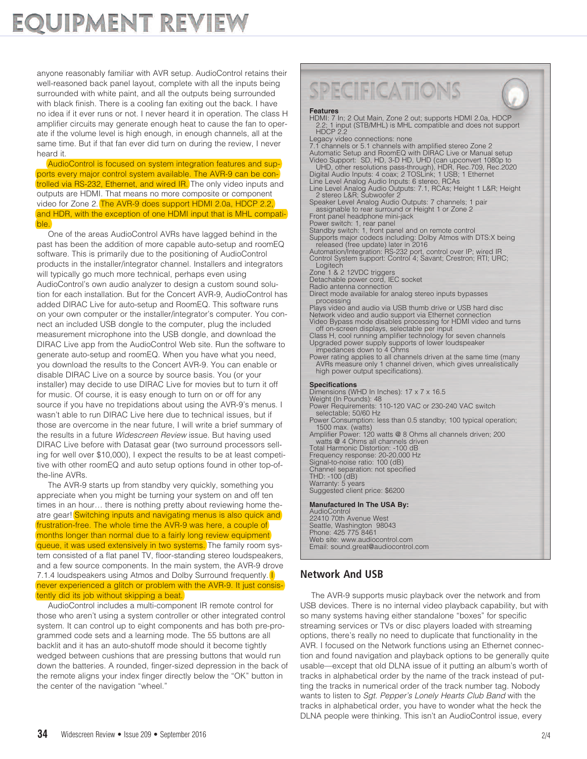anyone reasonably familiar with AVR setup. AudioControl retains their well-reasoned back panel layout, complete with all the inputs being surrounded with white paint, and all the outputs being surrounded with black finish. There is a cooling fan exiting out the back. I have no idea if it ever runs or not. I never heard it in operation. The class H amplifier circuits may generate enough heat to cause the fan to operate if the volume level is high enough, in enough channels, all at the same time. But if that fan ever did turn on during the review, I never heard it.

AudioControl is focused on system integration features and supports every major control system available. The AVR-9 can be controlled via RS-232, Ethernet, and wired IR. The only video inputs and outputs are HDMI. That means no more composite or component video for Zone 2. The AVR-9 does support HDMI 2.0a, HDCP 2.2, and HDR, with the exception of one HDMI input that is MHL compatible.

One of the areas AudioControl AVRs have lagged behind in the past has been the addition of more capable auto-setup and roomEQ software. This is primarily due to the positioning of AudioControl products in the installer/integrator channel. Installers and integrators will typically go much more technical, perhaps even using AudioControl's own audio analyzer to design a custom sound solution for each installation. But for the Concert AVR-9, AudioControl has added DIRAC Live for auto-setup and RoomEQ. This software runs on your own computer or the installer/integrator's computer. You connect an included USB dongle to the computer, plug the included measurement microphone into the USB dongle, and download the DIRAC Live app from the AudioControl Web site. Run the software to generate auto-setup and roomEQ. When you have what you need, you download the results to the Concert AVR-9. You can enable or disable DIRAC Live on a source by source basis. You (or your installer) may decide to use DIRAC Live for movies but to turn it off for music. Of course, it is easy enough to turn on or off for any source if you have no trepidations about using the AVR-9's menus. I wasn't able to run DIRAC Live here due to technical issues, but if those are overcome in the near future, I will write a brief summary of the results in a future *Widescreen Review* issue. But having used DIRAC Live before with Datasat gear (two surround processors selling for well over $10,000), I expect the results to be at least competitive with other roomEQ and auto setup options found in other top-of-the-line AVRs.

The AVR-9 starts up from standby very quickly, something you appreciate when you might be turning your system on and off ten times in an hour… there is nothing pretty about reviewing home theatre gear! Switching inputs and navigating menus is also quick and frustration-free. The whole time the AVR-9 was here, a couple of months longer than normal due to a fairly long review equipment queue, it was used extensively in two systems. The family room system consisted of a flat panel TV, floor-standing stereo loudspeakers, and a few source components. In the main system, the AVR-9 drove 7.1.4 loudspeakers using Atmos and Dolby Surround frequently. I never experienced a glitch or problem with the AVR-9. It just consistently did its job without skipping a beat.

AudioControl includes a multi-component IR remote control for those who aren't using a system controller or other integrated control system. It can control up to eight components and has both pre-programmed code sets and a learning mode. The 55 buttons are all backlit and it has an auto-shutoff mode should it become tightly wedged between cushions that are pressing buttons that would run down the batteries. A rounded, finger-sized depression in the back of the remote aligns your index finger directly below the "OK" button in the center of the navigation "wheel."

## SPECIFICATIONS

**Features**

HDMI: 7 In; 2 Out Main, Zone 2 out; supports HDMI 2.0a, HDCP 2.2; 1 input (STB/MHL) is MHL compatible and does not support HDCP 2.2
Legacy video connections: none
7.1 channels or 5.1 channels with amplified stereo Zone 2
Automatic Setup and RoomEQ with DIRAC Live or Manual setup
Video Support: SD, HD, 3-D HD, UHD (can upconvert 1080p to UHD, other resolutions pass-through), HDR, Rec.709, Rec.2020
Digital Audio Inputs: 4 coax; 2 TOSLink; 1 USB; 1 Ethernet
Line Level Analog Audio Inputs: 6 stereo, RCAs
Line Level Analog Audio Outputs: 7.1, RCAs; Height 1 L&R; Height 2 stereo L&R; Subwoofer 2
Speaker Level Analog Audio Outputs: 7 channels; 1 pair assignable to rear surround or Height 1 or Zone 2
Front panel headphone mini-jack
Power switch: 1, rear panel
Standby switch: 1, front panel and on remote control
Supports major codecs including: Dolby Atmos with DTS:X being released (free update) later in 2016
Automation/Integration: RS-232 port, control over IP; wired IR
Control System support: Control 4; Savant; Crestron; RTI; URC; Logitech
Zone 1 & 2 12VDC triggers
Detachable power cord, IEC socket
Radio antenna connection
Direct mode available for analog stereo inputs bypasses processing
Plays video and audio via USB thumb drive or USB hard disc
Network video and audio support via Ethernet connection
Video Bypass mode disables processing for HDMI video and turns off on-screen displays, selectable per input
Class H, cool running amplifier technology for seven channels
Upgraded power supply supports of lower loudspeaker impedances down to 4 Ohms
Power rating applies to all channels driven at the same time (many AVRs measure only 1 channel driven, which gives unrealistically high power output specifications).

**Specifications**

Dimensions (WHD In Inches): 17 x 7 x 16.5
Weight (In Pounds): 48
Power Requirements: 110-120 VAC or 230-240 VAC switch selectable; 50/60 Hz
Power Consumption: less than 0.5 standby; 100 typical operation; 1500 max. (watts)
Amplifier Power: 120 watts @ 8 Ohms all channels driven; 200 watts @ 4 Ohms all channels driven
Total Harmonic Distortion: -100 dB
Frequency response: 20-20,000 Hz
Signal-to-noise ratio: 100 (dB)
Channel separation: not specified
THD: -100 (dB)
Warranty: 5 years
Suggested client price: $6200

**Manufactured In The USA By:**

AudioControl
22410 70th Avenue West
Seattle, Washington 98043
Phone: 425 775 8461
Web site: www.audiocontrol.com
Email: sound.great@audiocontrol.com

## Network And USB

The AVR-9 supports music playback over the network and from USB devices. There is no internal video playback capability, but with so many systems having either standalone "boxes" for specific streaming services or TVs or disc players loaded with streaming options, there's really no need to duplicate that functionality in the AVR. I focused on the Network functions using an Ethernet connection and found navigation and playback options to be generally quite usable—except that old DLNA issue of it putting an album's worth of tracks in alphabetical order by the name of the track instead of putting the tracks in numerical order of the track number tag. Nobody wants to listen to *Sgt. Pepper's Lonely Hearts Club Band* with the tracks in alphabetical order, you have to wonder what the heck the DLNA people were thinking. This isn't an AudioControl issue, every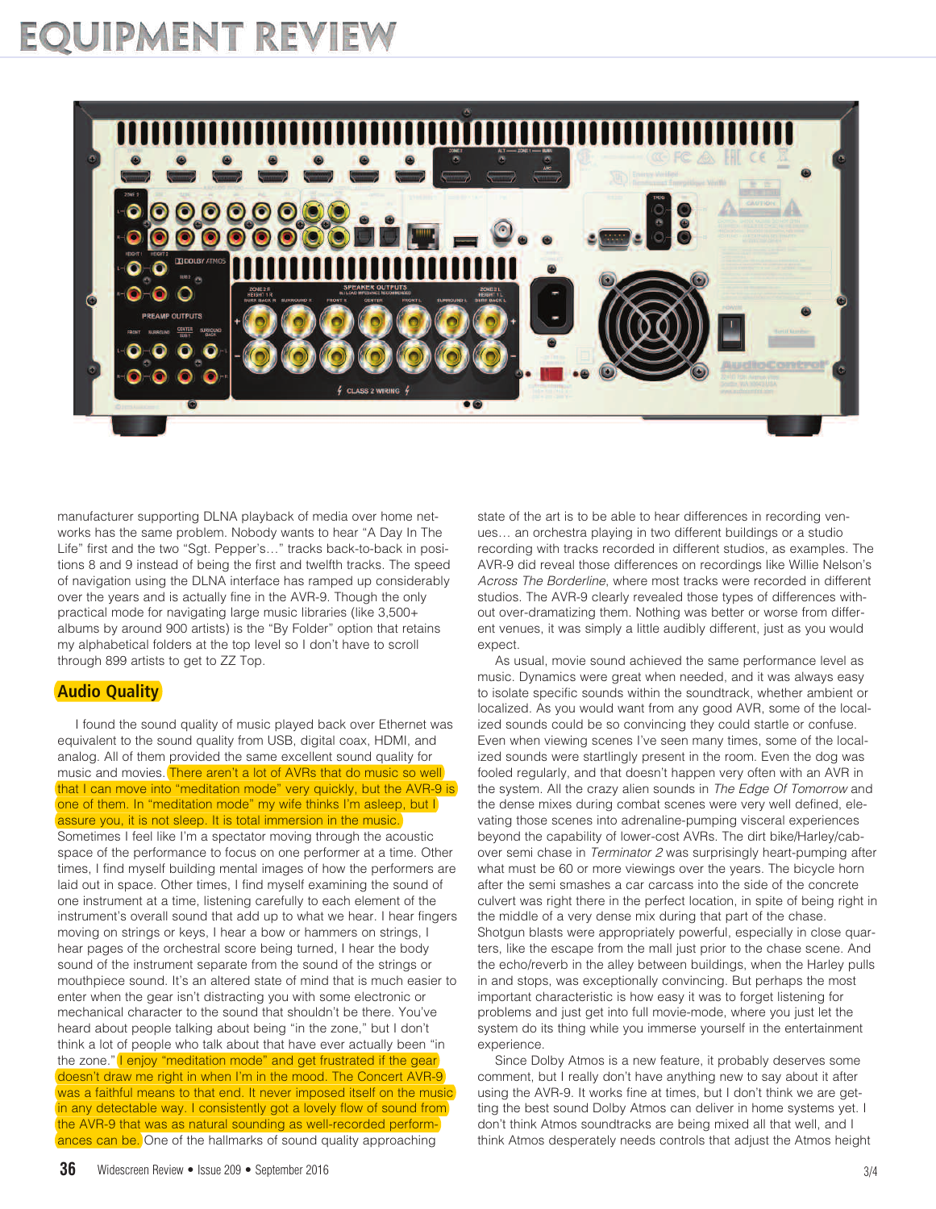manufacturer supporting DLNA playback of media over home networks has the same problem. Nobody wants to hear "A Day In The Life" first and the two "Sgt. Pepper's…" tracks back-to-back in positions 8 and 9 instead of being the first and twelfth tracks. The speed of navigation using the DLNA interface has ramped up considerably over the years and is actually fine in the AVR-9. Though the only practical mode for navigating large music libraries (like 3,500+ albums by around 900 artists) is the "By Folder" option that retains my alphabetical folders at the top level so I don't have to scroll through 899 artists to get to ZZ Top.

## Audio Quality

I found the sound quality of music played back over Ethernet was equivalent to the sound quality from USB, digital coax, HDMI, and analog. All of them provided the same excellent sound quality for music and movies. There aren't a lot of AVRs that do music so well that I can move into "meditation mode" very quickly, but the AVR-9 is one of them. In "meditation mode" my wife thinks I'm asleep, but I assure you, it is not sleep. It is total immersion in the music. Sometimes I feel like I'm a spectator moving through the acoustic space of the performance to focus on one performer at a time. Other times, I find myself building mental images of how the performers are laid out in space. Other times, I find myself examining the sound of one instrument at a time, listening carefully to each element of the instrument's overall sound that add up to what we hear. I hear fingers moving on strings or keys, I hear a bow or hammers on strings, I hear pages of the orchestral score being turned, I hear the body sound of the instrument separate from the sound of the strings or mouthpiece sound. It's an altered state of mind that is much easier to enter when the gear isn't distracting you with some electronic or mechanical character to the sound that shouldn't be there. You've heard about people talking about being "in the zone," but I don't think a lot of people who talk about that have ever actually been "in the zone." I enjoy "meditation mode" and get frustrated if the gear doesn't draw me right in when I'm in the mood. The Concert AVR-9 was a faithful means to that end. It never imposed itself on the music in any detectable way. I consistently got a lovely flow of sound from the AVR-9 that was as natural sounding as well-recorded performances can be. One of the hallmarks of sound quality approaching state of the art is to be able to hear differences in recording venues… an orchestra playing in two different buildings or a studio recording with tracks recorded in different studios, as examples. The AVR-9 did reveal those differences on recordings like Willie Nelson's *Across The Borderline*, where most tracks were recorded in different studios. The AVR-9 clearly revealed those types of differences without over-dramatizing them. Nothing was better or worse from different venues, it was simply a little audibly different, just as you would expect.

As usual, movie sound achieved the same performance level as music. Dynamics were great when needed, and it was always easy to isolate specific sounds within the soundtrack, whether ambient or localized. As you would want from any good AVR, some of the localized sounds could be so convincing they could startle or confuse. Even when viewing scenes I've seen many times, some of the localized sounds were startlingly present in the room. Even the dog was fooled regularly, and that doesn't happen very often with an AVR in the system. All the crazy alien sounds in *The Edge Of Tomorrow* and the dense mixes during combat scenes were very well defined, elevating those scenes into adrenaline-pumping visceral experiences beyond the capability of lower-cost AVRs. The dirt bike/Harley/cab-over semi chase in *Terminator 2* was surprisingly heart-pumping after what must be 60 or more viewings over the years. The bicycle horn after the semi smashes a car carcass into the side of the concrete culvert was right there in the perfect location, in spite of being right in the middle of a very dense mix during that part of the chase. Shotgun blasts were appropriately powerful, especially in close quarters, like the escape from the mall just prior to the chase scene. And the echo/reverb in the alley between buildings, when the Harley pulls in and stops, was exceptionally convincing. But perhaps the most important characteristic is how easy it was to forget listening for problems and just get into full movie-mode, where you just let the system do its thing while you immerse yourself in the entertainment experience.

Since Dolby Atmos is a new feature, it probably deserves some comment, but I really don't have anything new to say about it after using the AVR-9. It works fine at times, but I don't think we are getting the best sound Dolby Atmos can deliver in home systems yet. I don't think Atmos soundtracks are being mixed all that well, and I think Atmos desperately needs controls that adjust the Atmos height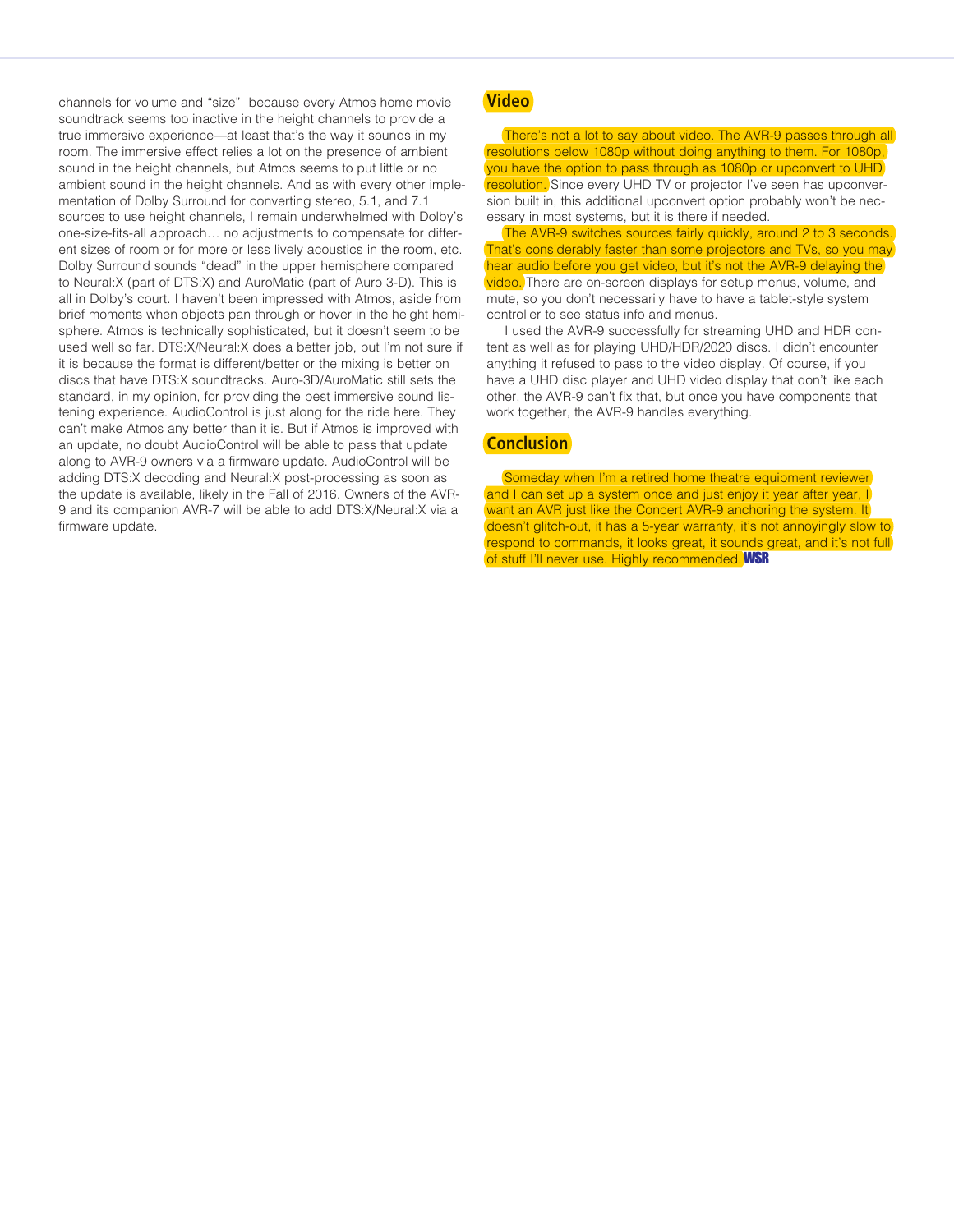channels for volume and "size" because every Atmos home movie soundtrack seems too inactive in the height channels to provide a true immersive experience—at least that's the way it sounds in my room. The immersive effect relies a lot on the presence of ambient sound in the height channels, but Atmos seems to put little or no ambient sound in the height channels. And as with every other implementation of Dolby Surround for converting stereo, 5.1, and 7.1 sources to use height channels, I remain underwhelmed with Dolby's one-size-fits-all approach… no adjustments to compensate for different sizes of room or for more or less lively acoustics in the room, etc. Dolby Surround sounds "dead" in the upper hemisphere compared to Neural:X (part of DTS:X) and AuroMatic (part of Auro 3-D). This is all in Dolby's court. I haven't been impressed with Atmos, aside from brief moments when objects pan through or hover in the height hemisphere. Atmos is technically sophisticated, but it doesn't seem to be used well so far. DTS:X/Neural:X does a better job, but I'm not sure if it is because the format is different/better or the mixing is better on discs that have DTS:X soundtracks. Auro-3D/AuroMatic still sets the standard, in my opinion, for providing the best immersive sound listening experience. AudioControl is just along for the ride here. They can't make Atmos any better than it is. But if Atmos is improved with an update, no doubt AudioControl will be able to pass that update along to AVR-9 owners via a firmware update. AudioControl will be adding DTS:X decoding and Neural:X post-processing as soon as the update is available, likely in the Fall of 2016. Owners of the AVR-9 and its companion AVR-7 will be able to add DTS:X/Neural:X via a firmware update.

## Video

There's not a lot to say about video. The AVR-9 passes through all resolutions below 1080p without doing anything to them. For 1080p, you have the option to pass through as 1080p or upconvert to UHD resolution. Since every UHD TV or projector I've seen has upconversion built in, this additional upconvert option probably won't be necessary in most systems, but it is there if needed.

The AVR-9 switches sources fairly quickly, around 2 to 3 seconds. That's considerably faster than some projectors and TVs, so you may hear audio before you get video, but it's not the AVR-9 delaying the video. There are on-screen displays for setup menus, volume, and mute, so you don't necessarily have to have a tablet-style system controller to see status info and menus.

I used the AVR-9 successfully for streaming UHD and HDR content as well as for playing UHD/HDR/2020 discs. I didn't encounter anything it refused to pass to the video display. Of course, if you have a UHD disc player and UHD video display that don't like each other, the AVR-9 can't fix that, but once you have components that work together, the AVR-9 handles everything.

## Conclusion

Someday when I'm a retired home theatre equipment reviewer and I can set up a system once and just enjoy it year after year, I want an AVR just like the Concert AVR-9 anchoring the system. It doesn't glitch-out, it has a 5-year warranty, it's not annoyingly slow to respond to commands, it looks great, it sounds great, and it's not full of stuff I'll never use. Highly recommended. WSR